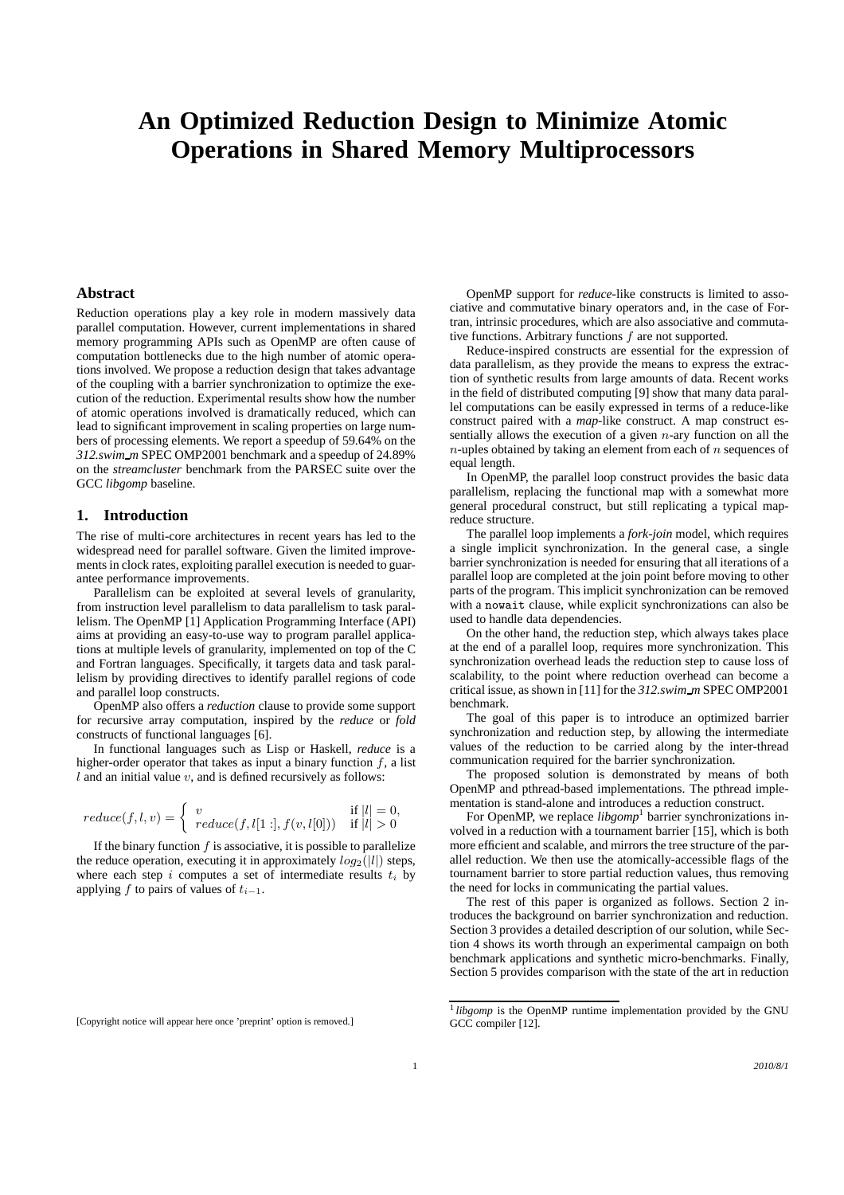# An Optimized Reduction Design to Minimize Atomic Operations in Shared Memory Multiprocessors

## Abstract

Reduction operations play a key role in modern massively data parallel computation. However, current implementations in shared memory programming APIs such as OpenMP are often cause of computation bottlenecks due to the high number of atomic operations involved. We propose a reduction design that takes advantage of the coupling with a barrier synchronization to optimize the execution of the reduction. Experimental results show how the number of atomic operations involved is dramatically reduced, which can lead to significant improvement in scaling properties on large numbers of processing elements. We report a speedup of 59.64% on the *312.swim_m* SPEC OMP2001 benchmark and a speedup of 24.89% on the *streamcluster* benchmark from the PARSEC suite over the GCC *libgomp* baseline.

## 1. Introduction

The rise of multi-core architectures in recent years has led to the widespread need for parallel software. Given the limited improvements in clock rates, exploiting parallel execution is needed to guarantee performance improvements.

Parallelism can be exploited at several levels of granularity, from instruction level parallelism to data parallelism to task parallelism. The OpenMP [1] Application Programming Interface (API) aims at providing an easy-to-use way to program parallel applications at multiple levels of granularity, implemented on top of the C and Fortran languages. Specifically, it targets data and task parallelism by providing directives to identify parallel regions of code and parallel loop constructs.

OpenMP also offers a *reduction* clause to provide some support for recursive array computation, inspired by the *reduce* or *fold* constructs of functional languages [6].

In functional languages such as Lisp or Haskell, *reduce* is a higher-order operator that takes as input a binary function $f$, a list $l$ and an initial value $v$, and is defined recursively as follows:

$$reduce(f, l, v) = \begin{cases} v & \text{if } |l| = 0, \\ reduce(f, l[1:], f(v, l[0])) & \text{if } |l| > 0 \end{cases}$$

If the binary function $f$ is associative, it is possible to parallelize the reduce operation, executing it in approximately $log_2(|l|)$ steps, where each step $i$ computes a set of intermediate results $t_i$ by applying $f$ to pairs of values of $t_{i-1}$.

OpenMP support for *reduce*-like constructs is limited to associative and commutative binary operators and, in the case of Fortran, intrinsic procedures, which are also associative and commutative functions. Arbitrary functions $f$ are not supported.

Reduce-inspired constructs are essential for the expression of data parallelism, as they provide the means to express the extraction of synthetic results from large amounts of data. Recent works in the field of distributed computing [9] show that many data parallel computations can be easily expressed in terms of a reduce-like construct paired with a *map*-like construct. A map construct essentially allows the execution of a given $n$-ary function on all the $n$-uples obtained by taking an element from each of $n$ sequences of equal length.

In OpenMP, the parallel loop construct provides the basic data parallelism, replacing the functional map with a somewhat more general procedural construct, but still replicating a typical map-reduce structure.

The parallel loop implements a *fork-join* model, which requires a single implicit synchronization. In the general case, a single barrier synchronization is needed for ensuring that all iterations of a parallel loop are completed at the join point before moving to other parts of the program. This implicit synchronization can be removed with a `nowait` clause, while explicit synchronizations can also be used to handle data dependencies.

On the other hand, the reduction step, which always takes place at the end of a parallel loop, requires more synchronization. This synchronization overhead leads the reduction step to cause loss of scalability, to the point where reduction overhead can become a critical issue, as shown in [11] for the *312.swim_m* SPEC OMP2001 benchmark.

The goal of this paper is to introduce an optimized barrier synchronization and reduction step, by allowing the intermediate values of the reduction to be carried along by the inter-thread communication required for the barrier synchronization.

The proposed solution is demonstrated by means of both OpenMP and pthread-based implementations. The pthread implementation is stand-alone and introduces a reduction construct.

For OpenMP, we replace *libgomp*[1] barrier synchronizations involved in a reduction with a tournament barrier [15], which is both more efficient and scalable, and mirrors the tree structure of the parallel reduction. We then use the atomically-accessible flags of the tournament barrier to store partial reduction values, thus removing the need for locks in communicating the partial values.

The rest of this paper is organized as follows. Section 2 introduces the background on barrier synchronization and reduction. Section 3 provides a detailed description of our solution, while Section 4 shows its worth through an experimental campaign on both benchmark applications and synthetic micro-benchmarks. Finally, Section 5 provides comparison with the state of the art in reduction

[1] *libgomp* is the OpenMP runtime implementation provided by the GNU GCC compiler [12].

[Copyright notice will appear here once 'preprint' option is removed.]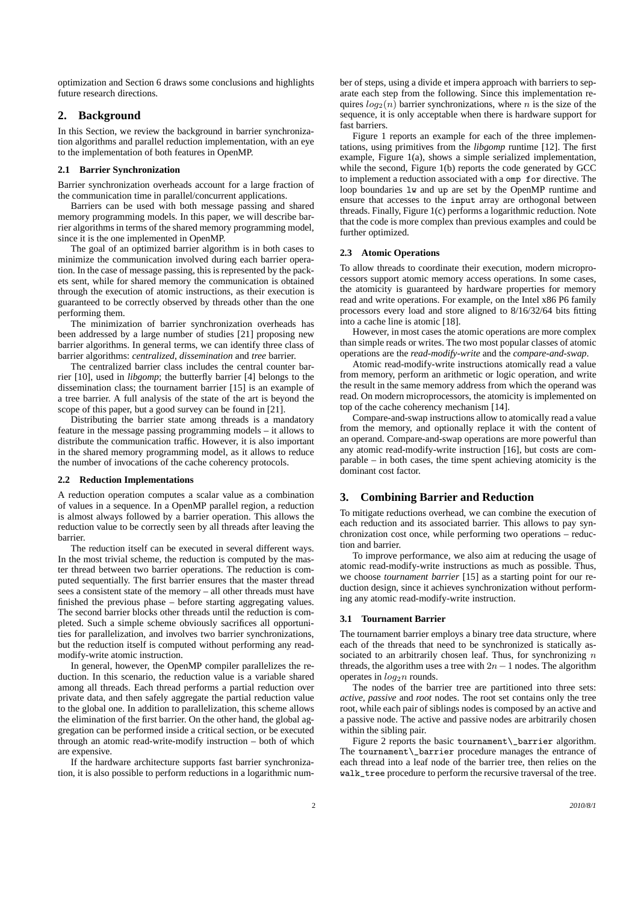optimization and Section 6 draws some conclusions and highlights future research directions.

## 2. Background

In this Section, we review the background in barrier synchronization algorithms and parallel reduction implementation, with an eye to the implementation of both features in OpenMP.

### 2.1 Barrier Synchronization

Barrier synchronization overheads account for a large fraction of the communication time in parallel/concurrent applications.

Barriers can be used with both message passing and shared memory programming models. In this paper, we will describe barrier algorithms in terms of the shared memory programming model, since it is the one implemented in OpenMP.

The goal of an optimized barrier algorithm is in both cases to minimize the communication involved during each barrier operation. In the case of message passing, this is represented by the packets sent, while for shared memory the communication is obtained through the execution of atomic instructions, as their execution is guaranteed to be correctly observed by threads other than the one performing them.

The minimization of barrier synchronization overheads has been addressed by a large number of studies [21] proposing new barrier algorithms. In general terms, we can identify three class of barrier algorithms: *centralized*, *dissemination* and *tree* barrier.

The centralized barrier class includes the central counter barrier [10], used in *libgomp*; the butterfly barrier [4] belongs to the dissemination class; the tournament barrier [15] is an example of a tree barrier. A full analysis of the state of the art is beyond the scope of this paper, but a good survey can be found in [21].

Distributing the barrier state among threads is a mandatory feature in the message passing programming models – it allows to distribute the communication traffic. However, it is also important in the shared memory programming model, as it allows to reduce the number of invocations of the cache coherency protocols.

### 2.2 Reduction Implementations

A reduction operation computes a scalar value as a combination of values in a sequence. In a OpenMP parallel region, a reduction is almost always followed by a barrier operation. This allows the reduction value to be correctly seen by all threads after leaving the barrier.

The reduction itself can be executed in several different ways. In the most trivial scheme, the reduction is computed by the master thread between two barrier operations. The reduction is computed sequentially. The first barrier ensures that the master thread sees a consistent state of the memory – all other threads must have finished the previous phase – before starting aggregating values. The second barrier blocks other threads until the reduction is completed. Such a simple scheme obviously sacrifices all opportunities for parallelization, and involves two barrier synchronizations, but the reduction itself is computed without performing any read-modify-write atomic instruction.

In general, however, the OpenMP compiler parallelizes the reduction. In this scenario, the reduction value is a variable shared among all threads. Each thread performs a partial reduction over private data, and then safely aggregate the partial reduction value to the global one. In addition to parallelization, this scheme allows the elimination of the first barrier. On the other hand, the global aggregation can be performed inside a critical section, or be executed through an atomic read-write-modify instruction – both of which are expensive.

If the hardware architecture supports fast barrier synchronization, it is also possible to perform reductions in a logarithmic number of steps, using a divide et impera approach with barriers to separate each step from the following. Since this implementation requires $log_2(n)$ barrier synchronizations, where $n$ is the size of the sequence, it is only acceptable when there is hardware support for fast barriers.

Figure 1 reports an example for each of the three implementations, using primitives from the *libgomp* runtime [12]. The first example, Figure 1(a), shows a simple serialized implementation, while the second, Figure 1(b) reports the code generated by GCC to implement a reduction associated with a `omp for` directive. The loop boundaries `lw` and `up` are set by the OpenMP runtime and ensure that accesses to the `input` array are orthogonal between threads. Finally, Figure 1(c) performs a logarithmic reduction. Note that the code is more complex than previous examples and could be further optimized.

### 2.3 Atomic Operations

To allow threads to coordinate their execution, modern microprocessors support atomic memory access operations. In some cases, the atomicity is guaranteed by hardware properties for memory read and write operations. For example, on the Intel x86 P6 family processors every load and store aligned to 8/16/32/64 bits fitting into a cache line is atomic [18].

However, in most cases the atomic operations are more complex than simple reads or writes. The two most popular classes of atomic operations are the *read-modify-write* and the *compare-and-swap*.

Atomic read-modify-write instructions atomically read a value from memory, perform an arithmetic or logic operation, and write the result in the same memory address from which the operand was read. On modern microprocessors, the atomicity is implemented on top of the cache coherency mechanism [14].

Compare-and-swap instructions allow to atomically read a value from the memory, and optionally replace it with the content of an operand. Compare-and-swap operations are more powerful than any atomic read-modify-write instruction [16], but costs are comparable – in both cases, the time spent achieving atomicity is the dominant cost factor.

## 3. Combining Barrier and Reduction

To mitigate reductions overhead, we can combine the execution of each reduction and its associated barrier. This allows to pay synchronization cost once, while performing two operations – reduction and barrier.

To improve performance, we also aim at reducing the usage of atomic read-modify-write instructions as much as possible. Thus, we choose *tournament barrier* [15] as a starting point for our reduction design, since it achieves synchronization without performing any atomic read-modify-write instruction.

### 3.1 Tournament Barrier

The tournament barrier employs a binary tree data structure, where each of the threads that need to be synchronized is statically associated to an arbitrarily chosen leaf. Thus, for synchronizing $n$ threads, the algorithm uses a tree with $2n - 1$ nodes. The algorithm operates in $log_2 n$ rounds.

The nodes of the barrier tree are partitioned into three sets: *active*, *passive* and *root* nodes. The root set contains only the tree root, while each pair of siblings nodes is composed by an active and a passive node. The active and passive nodes are arbitrarily chosen within the sibling pair.

Figure 2 reports the basic `tournament\_barrier` algorithm. The `tournament\_barrier` procedure manages the entrance of each thread into a leaf node of the barrier tree, then relies on the `walk_tree` procedure to perform the recursive traversal of the tree.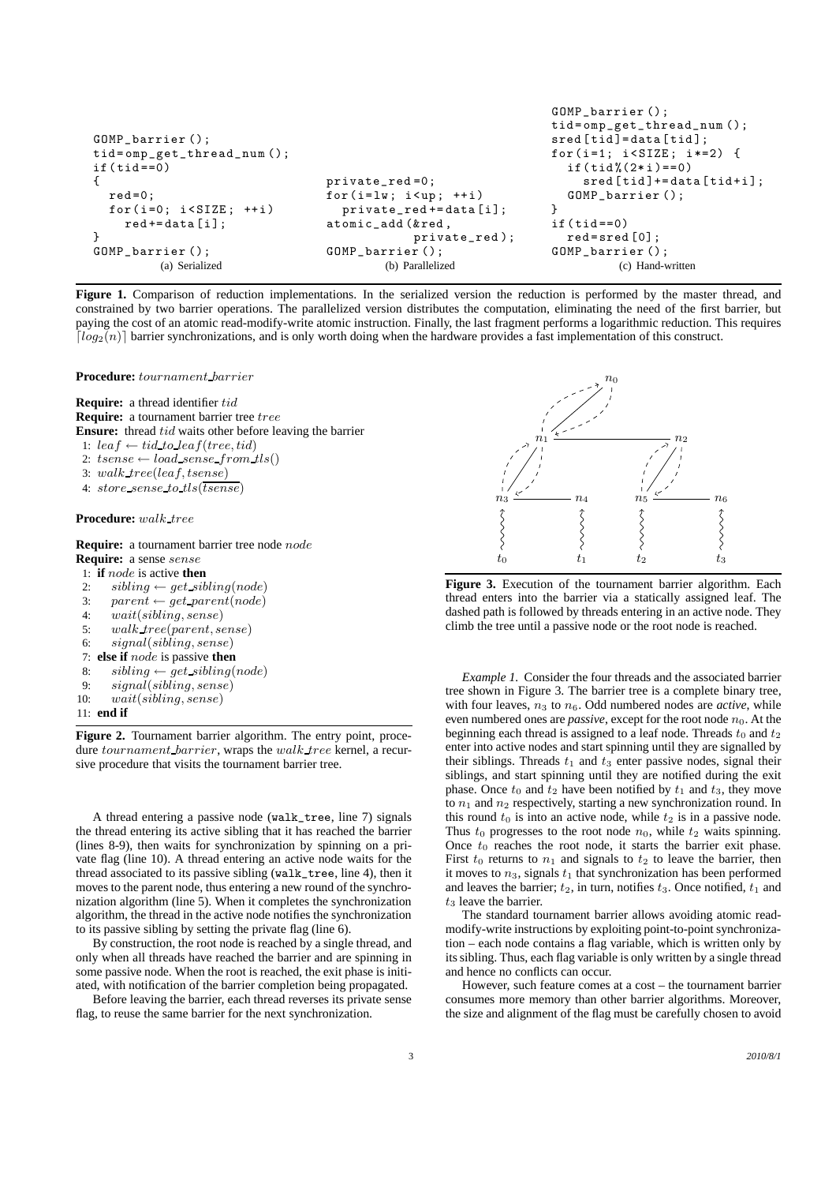```
GOMP_barrier();
tid=omp_get_thread_num();
if(tid==0)
{
  red=0;
  for(i=0; i<SIZE; ++i)
    red+=data[i];
}
GOMP_barrier();
```

(a) Serialized

```
private_red=0;
for(i=lw; i<up; ++i)
  private_red+=data[i];
atomic_add(&red,
           private_red);
GOMP_barrier();
```

(b) Parallelized

```
GOMP_barrier();
tid=omp_get_thread_num();
sred[tid]=data[tid];
for(i=1; i<SIZE; i*=2) {
  if(tid%(2*i)==0)
    sred[tid]+=data[tid+i];
  GOMP_barrier();
}
if(tid==0)
  red=sred[0];
GOMP_barrier();
```

(c) Hand-written

**Figure 1.** Comparison of reduction implementations. In the serialized version the reduction is performed by the master thread, and constrained by two barrier operations. The parallelized version distributes the computation, eliminating the need of the first barrier, but paying the cost of an atomic read-modify-write atomic instruction. Finally, the last fragment performs a logarithmic reduction. This requires $\lceil log_2(n) \rceil$ barrier synchronizations, and is only worth doing when the hardware provides a fast implementation of this construct.

**Procedure:** $tournament\_barrier$

**Require:** a thread identifier $tid$
**Require:** a tournament barrier tree $tree$
**Ensure:** thread $tid$ waits other before leaving the barrier
1: $leaf \leftarrow tid\_to\_leaf(tree, tid)$
2: $tsense \leftarrow load\_sense\_from\_tls()$
3: $walk\_tree(leaf, tsense)$
4: $store\_sense\_to\_tls(\overline{tsense})$

**Procedure:** $walk\_tree$

**Require:** a tournament barrier tree node $node$
**Require:** a sense $sense$
1: **if** $node$ is active **then**
2: $\quad sibling \leftarrow get\_sibling(node)$
3: $\quad parent \leftarrow get\_parent(node)$
4: $\quad wait(sibling, sense)$
5: $\quad walk\_tree(parent, sense)$
6: $\quad signal(sibling, sense)$
7: **else if** $node$ is passive **then**
8: $\quad sibling \leftarrow get\_sibling(node)$
9: $\quad signal(sibling, sense)$
10: $\quad wait(sibling, sense)$
11: **end if**

**Figure 2.** Tournament barrier algorithm. The entry point, procedure $tournament\_barrier$, wraps the $walk\_tree$ kernel, a recursive procedure that visits the tournament barrier tree.

A thread entering a passive node (walk_tree, line 7) signals the thread entering its active sibling that it has reached the barrier (lines 8-9), then waits for synchronization by spinning on a private flag (line 10). A thread entering an active node waits for the thread associated to its passive sibling (walk_tree, line 4), then it moves to the parent node, thus entering a new round of the synchronization algorithm (line 5). When it completes the synchronization algorithm, the thread in the active node notifies the synchronization to its passive sibling by setting the private flag (line 6).

By construction, the root node is reached by a single thread, and only when all threads have reached the barrier and are spinning in some passive node. When the root is reached, the exit phase is initiated, with notification of the barrier completion being propagated.

Before leaving the barrier, each thread reverses its private sense flag, to reuse the same barrier for the next synchronization.

**Figure 3.** Execution of the tournament barrier algorithm. Each thread enters into the barrier via a statically assigned leaf. The dashed path is followed by threads entering in an active node. They climb the tree until a passive node or the root node is reached.

*Example 1.* Consider the four threads and the associated barrier tree shown in Figure 3. The barrier tree is a complete binary tree, with four leaves, $n_3$ to $n_6$. Odd numbered nodes are *active*, while even numbered ones are *passive*, except for the root node $n_0$. At the beginning each thread is assigned to a leaf node. Threads $t_0$ and $t_2$ enter into active nodes and start spinning until they are signalled by their siblings. Threads $t_1$ and $t_3$ enter passive nodes, signal their siblings, and start spinning until they are notified during the exit phase. Once $t_0$ and $t_2$ have been notified by $t_1$ and $t_3$, they move to $n_1$ and $n_2$ respectively, starting a new synchronization round. In this round $t_0$ is into an active node, while $t_2$ is in a passive node. Thus $t_0$ progresses to the root node $n_0$, while $t_2$ waits spinning. Once $t_0$ reaches the root node, it starts the barrier exit phase. First $t_0$ returns to $n_1$ and signals to $t_2$ to leave the barrier, then it moves to $n_3$, signals $t_1$ that synchronization has been performed and leaves the barrier; $t_2$, in turn, notifies $t_3$. Once notified, $t_1$ and $t_3$ leave the barrier.

The standard tournament barrier allows avoiding atomic read-modify-write instructions by exploiting point-to-point synchronization – each node contains a flag variable, which is written only by its sibling. Thus, each flag variable is only written by a single thread and hence no conflicts can occur.

However, such feature comes at a cost – the tournament barrier consumes more memory than other barrier algorithms. Moreover, the size and alignment of the flag must be carefully chosen to avoid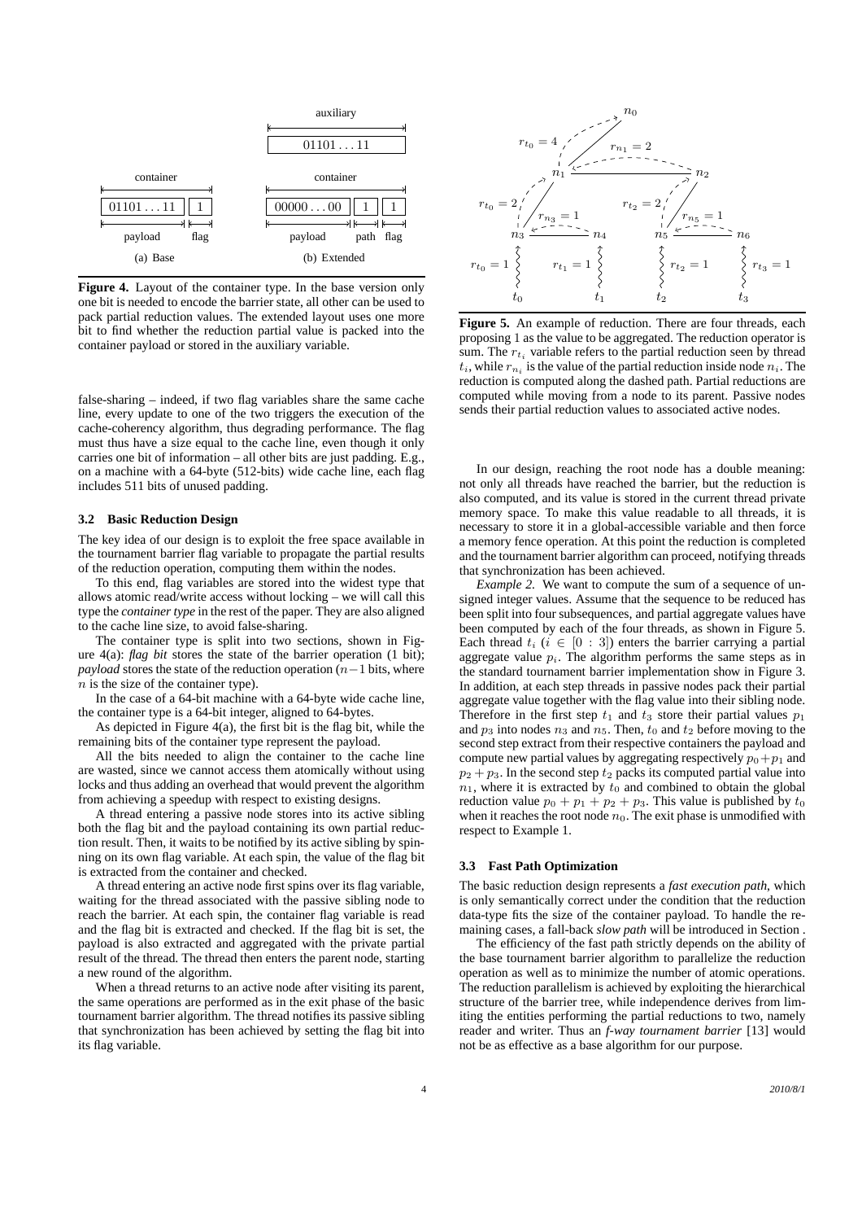**Figure 4.** Layout of the container type. In the base version only one bit is needed to encode the barrier state, all other can be used to pack partial reduction values. The extended layout uses one more bit to find whether the reduction partial value is packed into the container payload or stored in the auxiliary variable.

false-sharing – indeed, if two flag variables share the same cache line, every update to one of the two triggers the execution of the cache-coherency algorithm, thus degrading performance. The flag must thus have a size equal to the cache line, even though it only carries one bit of information – all other bits are just padding. E.g., on a machine with a 64-byte (512-bits) wide cache line, each flag includes 511 bits of unused padding.

### 3.2 Basic Reduction Design

The key idea of our design is to exploit the free space available in the tournament barrier flag variable to propagate the partial results of the reduction operation, computing them within the nodes.

To this end, flag variables are stored into the widest type that allows atomic read/write access without locking – we will call this type the *container type* in the rest of the paper. They are also aligned to the cache line size, to avoid false-sharing.

The container type is split into two sections, shown in Figure 4(a): *flag bit* stores the state of the barrier operation (1 bit); *payload* stores the state of the reduction operation ($n-1$ bits, where $n$ is the size of the container type).

In the case of a 64-bit machine with a 64-byte wide cache line, the container type is a 64-bit integer, aligned to 64-bytes.

As depicted in Figure 4(a), the first bit is the flag bit, while the remaining bits of the container type represent the payload.

All the bits needed to align the container to the cache line are wasted, since we cannot access them atomically without using locks and thus adding an overhead that would prevent the algorithm from achieving a speedup with respect to existing designs.

A thread entering a passive node stores into its active sibling both the flag bit and the payload containing its own partial reduction result. Then, it waits to be notified by its active sibling by spinning on its own flag variable. At each spin, the value of the flag bit is extracted from the container and checked.

A thread entering an active node first spins over its flag variable, waiting for the thread associated with the passive sibling node to reach the barrier. At each spin, the container flag variable is read and the flag bit is extracted and checked. If the flag bit is set, the payload is also extracted and aggregated with the private partial result of the thread. The thread then enters the parent node, starting a new round of the algorithm.

When a thread returns to an active node after visiting its parent, the same operations are performed as in the exit phase of the basic tournament barrier algorithm. The thread notifies its passive sibling that synchronization has been achieved by setting the flag bit into its flag variable.

**Figure 5.** An example of reduction. There are four threads, each proposing 1 as the value to be aggregated. The reduction operator is sum. The $r_{t_i}$ variable refers to the partial reduction seen by thread $t_i$, while $r_{n_i}$ is the value of the partial reduction inside node $n_i$. The reduction is computed along the dashed path. Partial reductions are computed while moving from a node to its parent. Passive nodes sends their partial reduction values to associated active nodes.

In our design, reaching the root node has a double meaning: not only all threads have reached the barrier, but the reduction is also computed, and its value is stored in the current thread private memory space. To make this value readable to all threads, it is necessary to store it in a global-accessible variable and then force a memory fence operation. At this point the reduction is completed and the tournament barrier algorithm can proceed, notifying threads that synchronization has been achieved.

*Example 2.* We want to compute the sum of a sequence of unsigned integer values. Assume that the sequence to be reduced has been split into four subsequences, and partial aggregate values have been computed by each of the four threads, as shown in Figure 5. Each thread $t_i$ ($i \in [0 : 3]$) enters the barrier carrying a partial aggregate value $p_i$. The algorithm performs the same steps as in the standard tournament barrier implementation show in Figure 3. In addition, at each step threads in passive nodes pack their partial aggregate value together with the flag value into their sibling node. Therefore in the first step $t_1$ and $t_3$ store their partial values $p_1$ and $p_3$ into nodes $n_3$ and $n_5$. Then, $t_0$ and $t_2$ before moving to the second step extract from their respective containers the payload and compute new partial values by aggregating respectively $p_0+p_1$ and $p_2+p_3$. In the second step $t_2$ packs its computed partial value into $n_1$, where it is extracted by $t_0$ and combined to obtain the global reduction value $p_0+p_1+p_2+p_3$. This value is published by $t_0$ when it reaches the root node $n_0$. The exit phase is unmodified with respect to Example 1.

### 3.3 Fast Path Optimization

The basic reduction design represents a *fast execution path*, which is only semantically correct under the condition that the reduction data-type fits the size of the container payload. To handle the remaining cases, a fall-back *slow path* will be introduced in Section .

The efficiency of the fast path strictly depends on the ability of the base tournament barrier algorithm to parallelize the reduction operation as well as to minimize the number of atomic operations. The reduction parallelism is achieved by exploiting the hierarchical structure of the barrier tree, while independence derives from limiting the entities performing the partial reductions to two, namely reader and writer. Thus an *f-way tournament barrier* [13] would not be as effective as a base algorithm for our purpose.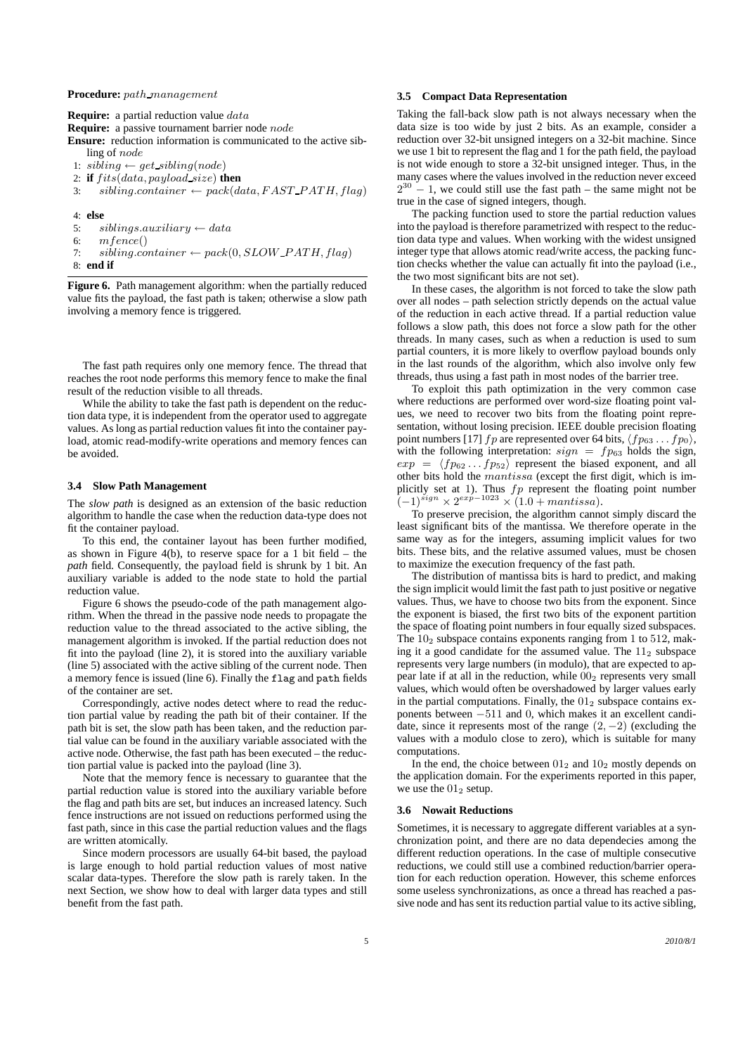**Procedure:** $path\_management$

**Require:** a partial reduction value $data$

**Require:** a passive tournament barrier node $node$

**Ensure:** reduction information is communicated to the active sibling of $node$

```
1: sibling ← get_sibling(node)
2: if fits(data, payload_size) then
3:     sibling.container ← pack(data, FAST_PATH, flag)
4: else
5:     siblings.auxiliary ← data
6:     mfence()
7:     sibling.container ← pack(0, SLOW_PATH, flag)
8: end if
```

**Figure 6.** Path management algorithm: when the partially reduced value fits the payload, the fast path is taken; otherwise a slow path involving a memory fence is triggered.

The fast path requires only one memory fence. The thread that reaches the root node performs this memory fence to make the final result of the reduction visible to all threads.

While the ability to take the fast path is dependent on the reduction data type, it is independent from the operator used to aggregate values. As long as partial reduction values fit into the container payload, atomic read-modify-write operations and memory fences can be avoided.

### 3.4 Slow Path Management

The *slow path* is designed as an extension of the basic reduction algorithm to handle the case when the reduction data-type does not fit the container payload.

To this end, the container layout has been further modified, as shown in Figure 4(b), to reserve space for a 1 bit field – the *path* field. Consequently, the payload field is shrunk by 1 bit. An auxiliary variable is added to the node state to hold the partial reduction value.

Figure 6 shows the pseudo-code of the path management algorithm. When the thread in the passive node needs to propagate the reduction value to the thread associated to the active sibling, the management algorithm is invoked. If the partial reduction does not fit into the payload (line 2), it is stored into the auxiliary variable (line 5) associated with the active sibling of the current node. Then a memory fence is issued (line 6). Finally the `flag` and `path` fields of the container are set.

Correspondingly, active nodes detect where to read the reduction partial value by reading the path bit of their container. If the path bit is set, the slow path has been taken, and the reduction partial value can be found in the auxiliary variable associated with the active node. Otherwise, the fast path has been executed – the reduction partial value is packed into the payload (line 3).

Note that the memory fence is necessary to guarantee that the partial reduction value is stored into the auxiliary variable before the flag and path bits are set, but induces an increased latency. Such fence instructions are not issued on reductions performed using the fast path, since in this case the partial reduction values and the flags are written atomically.

Since modern processors are usually 64-bit based, the payload is large enough to hold partial reduction values of most native scalar data-types. Therefore the slow path is rarely taken. In the next Section, we show how to deal with larger data types and still benefit from the fast path.

### 3.5 Compact Data Representation

Taking the fall-back slow path is not always necessary when the data size is too wide by just 2 bits. As an example, consider a reduction over 32-bit unsigned integers on a 32-bit machine. Since we use 1 bit to represent the flag and 1 for the path field, the payload is not wide enough to store a 32-bit unsigned integer. Thus, in the many cases where the values involved in the reduction never exceed $2^{30} - 1$, we could still use the fast path – the same might not be true in the case of signed integers, though.

The packing function used to store the partial reduction values into the payload is therefore parametrized with respect to the reduction data type and values. When working with the widest unsigned integer type that allows atomic read/write access, the packing function checks whether the value can actually fit into the payload (i.e., the two most significant bits are not set).

In these cases, the algorithm is not forced to take the slow path over all nodes – path selection strictly depends on the actual value of the reduction in each active thread. If a partial reduction value follows a slow path, this does not force a slow path for the other threads. In many cases, such as when a reduction is used to sum partial counters, it is more likely to overflow payload bounds only in the last rounds of the algorithm, which also involve only few threads, thus using a fast path in most nodes of the barrier tree.

To exploit this path optimization in the very common case where reductions are performed over word-size floating point values, we need to recover two bits from the floating point representation, without losing precision. IEEE double precision floating point numbers [17] $fp$ are represented over 64 bits, $\langle fp_{63} \dots fp_0 \rangle$, with the following interpretation: $sign = fp_{63}$ holds the sign, $exp = \langle fp_{62} \dots fp_{52} \rangle$ represent the biased exponent, and all other bits hold the $mantissa$ (except the first digit, which is implicitly set at 1). Thus $fp$ represent the floating point number $(-1)^{sign} \times 2^{exp-1023} \times (1.0 + mantissa)$.

To preserve precision, the algorithm cannot simply discard the least significant bits of the mantissa. We therefore operate in the same way as for the integers, assuming implicit values for two bits. These bits, and the relative assumed values, must be chosen to maximize the execution frequency of the fast path.

The distribution of mantissa bits is hard to predict, and making the sign implicit would limit the fast path to just positive or negative values. Thus, we have to choose two bits from the exponent. Since the exponent is biased, the first two bits of the exponent partition the space of floating point numbers in four equally sized subspaces. The $10_2$ subspace contains exponents ranging from 1 to 512, making it a good candidate for the assumed value. The $11_2$ subspace represents very large numbers (in modulo), that are expected to appear late if at all in the reduction, while $00_2$ represents very small values, which would often be overshadowed by larger values early in the partial computations. Finally, the $01_2$ subspace contains exponents between $-511$ and 0, which makes it an excellent candidate, since it represents most of the range $(2, -2)$ (excluding the values with a modulo close to zero), which is suitable for many computations.

In the end, the choice between $01_2$ and $10_2$ mostly depends on the application domain. For the experiments reported in this paper, we use the $01_2$ setup.

### 3.6 Nowait Reductions

Sometimes, it is necessary to aggregate different variables at a synchronization point, and there are no data dependecies among the different reduction operations. In the case of multiple consecutive reductions, we could still use a combined reduction/barrier operation for each reduction operation. However, this scheme enforces some useless synchronizations, as once a thread has reached a passive node and has sent its reduction partial value to its active sibling,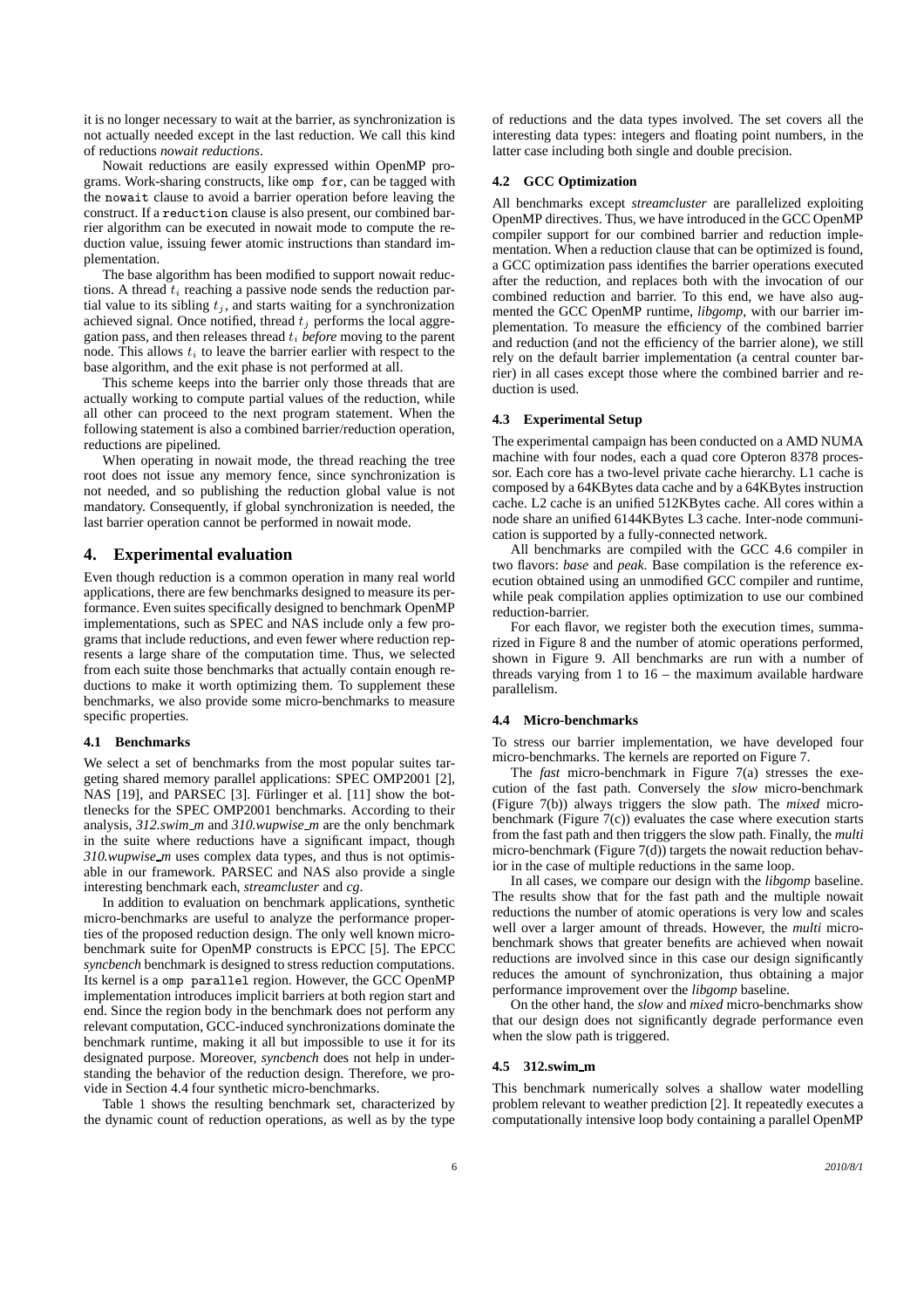it is no longer necessary to wait at the barrier, as synchronization is not actually needed except in the last reduction. We call this kind of reductions *nowait reductions*.

Nowait reductions are easily expressed within OpenMP programs. Work-sharing constructs, like `omp for`, can be tagged with the `nowait` clause to avoid a barrier operation before leaving the construct. If a `reduction` clause is also present, our combined barrier algorithm can be executed in nowait mode to compute the reduction value, issuing fewer atomic instructions than standard implementation.

The base algorithm has been modified to support nowait reductions. A thread $t_i$ reaching a passive node sends the reduction partial value to its sibling $t_j$, and starts waiting for a synchronization achieved signal. Once notified, thread $t_j$ performs the local aggregation pass, and then releases thread $t_i$ *before* moving to the parent node. This allows $t_i$ to leave the barrier earlier with respect to the base algorithm, and the exit phase is not performed at all.

This scheme keeps into the barrier only those threads that are actually working to compute partial values of the reduction, while all other can proceed to the next program statement. When the following statement is also a combined barrier/reduction operation, reductions are pipelined.

When operating in nowait mode, the thread reaching the tree root does not issue any memory fence, since synchronization is not needed, and so publishing the reduction global value is not mandatory. Consequently, if global synchronization is needed, the last barrier operation cannot be performed in nowait mode.

## 4. Experimental evaluation

Even though reduction is a common operation in many real world applications, there are few benchmarks designed to measure its performance. Even suites specifically designed to benchmark OpenMP implementations, such as SPEC and NAS include only a few programs that include reductions, and even fewer where reduction represents a large share of the computation time. Thus, we selected from each suite those benchmarks that actually contain enough reductions to make it worth optimizing them. To supplement these benchmarks, we also provide some micro-benchmarks to measure specific properties.

### 4.1 Benchmarks

We select a set of benchmarks from the most popular suites targeting shared memory parallel applications: SPEC OMP2001 [2], NAS [19], and PARSEC [3]. Fürlinger et al. [11] show the bottlenecks for the SPEC OMP2001 benchmarks. According to their analysis, *312.swim_m* and *310.wupwise_m* are the only benchmark in the suite where reductions have a significant impact, though *310.wupwise_m* uses complex data types, and thus is not optimisable in our framework. PARSEC and NAS also provide a single interesting benchmark each, *streamcluster* and *cg*.

In addition to evaluation on benchmark applications, synthetic micro-benchmarks are useful to analyze the performance properties of the proposed reduction design. The only well known micro-benchmark suite for OpenMP constructs is EPCC [5]. The EPCC *syncbench* benchmark is designed to stress reduction computations. Its kernel is a `omp parallel` region. However, the GCC OpenMP implementation introduces implicit barriers at both region start and end. Since the region body in the benchmark does not perform any relevant computation, GCC-induced synchronizations dominate the benchmark runtime, making it all but impossible to use it for its designated purpose. Moreover, *syncbench* does not help in understanding the behavior of the reduction design. Therefore, we provide in Section 4.4 four synthetic micro-benchmarks.

Table 1 shows the resulting benchmark set, characterized by the dynamic count of reduction operations, as well as by the type of reductions and the data types involved. The set covers all the interesting data types: integers and floating point numbers, in the latter case including both single and double precision.

### 4.2 GCC Optimization

All benchmarks except *streamcluster* are parallelized exploiting OpenMP directives. Thus, we have introduced in the GCC OpenMP compiler support for our combined barrier and reduction implementation. When a reduction clause that can be optimized is found, a GCC optimization pass identifies the barrier operations executed after the reduction, and replaces both with the invocation of our combined reduction and barrier. To this end, we have also augmented the GCC OpenMP runtime, *libgomp*, with our barrier implementation. To measure the efficiency of the combined barrier and reduction (and not the efficiency of the barrier alone), we still rely on the default barrier implementation (a central counter barrier) in all cases except those where the combined barrier and reduction is used.

### 4.3 Experimental Setup

The experimental campaign has been conducted on a AMD NUMA machine with four nodes, each a quad core Opteron 8378 processor. Each core has a two-level private cache hierarchy. L1 cache is composed by a 64KBytes data cache and by a 64KBytes instruction cache. L2 cache is an unified 512KBytes cache. All cores within a node share an unified 6144KBytes L3 cache. Inter-node communication is supported by a fully-connected network.

All benchmarks are compiled with the GCC 4.6 compiler in two flavors: *base* and *peak*. Base compilation is the reference execution obtained using an unmodified GCC compiler and runtime, while peak compilation applies optimization to use our combined reduction-barrier.

For each flavor, we register both the execution times, summarized in Figure 8 and the number of atomic operations performed, shown in Figure 9. All benchmarks are run with a number of threads varying from 1 to 16 – the maximum available hardware parallelism.

### 4.4 Micro-benchmarks

To stress our barrier implementation, we have developed four micro-benchmarks. The kernels are reported on Figure 7.

The *fast* micro-benchmark in Figure 7(a) stresses the execution of the fast path. Conversely the *slow* micro-benchmark (Figure 7(b)) always triggers the slow path. The *mixed* micro-benchmark (Figure 7(c)) evaluates the case where execution starts from the fast path and then triggers the slow path. Finally, the *multi* micro-benchmark (Figure 7(d)) targets the nowait reduction behavior in the case of multiple reductions in the same loop.

In all cases, we compare our design with the *libgomp* baseline. The results show that for the fast path and the multiple nowait reductions the number of atomic operations is very low and scales well over a larger amount of threads. However, the *multi* micro-benchmark shows that greater benefits are achieved when nowait reductions are involved since in this case our design significantly reduces the amount of synchronization, thus obtaining a major performance improvement over the *libgomp* baseline.

On the other hand, the *slow* and *mixed* micro-benchmarks show that our design does not significantly degrade performance even when the slow path is triggered.

### 4.5 312.swim_m

This benchmark numerically solves a shallow water modelling problem relevant to weather prediction [2]. It repeatedly executes a computationally intensive loop body containing a parallel OpenMP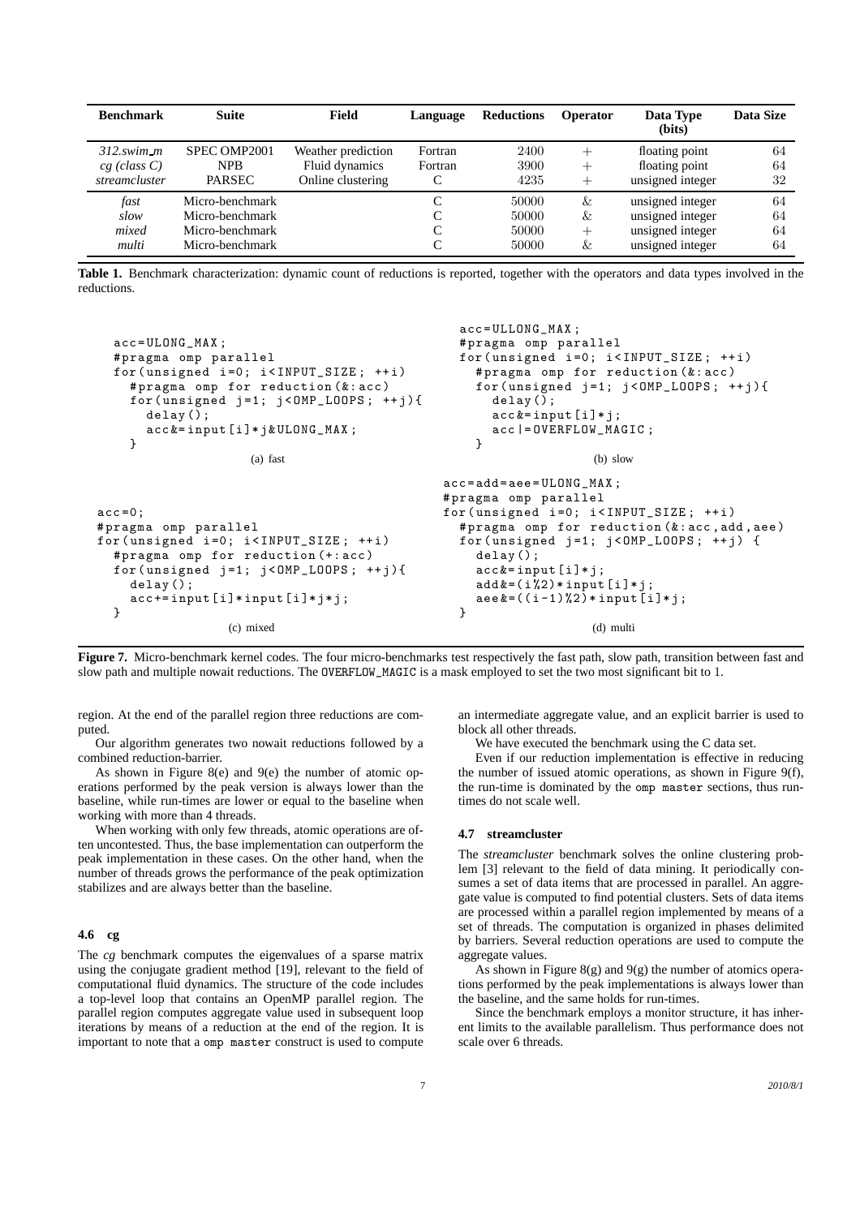| Benchmark | Suite | Field | Language | Reductions | Operator | Data Type (bits) | Data Size |
|---|---|---|---|---|---|---|---|
| *312.swim_m* | SPEC OMP2001 | Weather prediction | Fortran | 2400 | + | floating point | 64 |
| *cg (class C)* | NPB | Fluid dynamics | Fortran | 3900 | + | floating point | 64 |
| *streamcluster* | PARSEC | Online clustering | C | 4235 | + | unsigned integer | 32 |
| *fast* | Micro-benchmark | | C | 50000 | & | unsigned integer | 64 |
| *slow* | Micro-benchmark | | C | 50000 | & | unsigned integer | 64 |
| *mixed* | Micro-benchmark | | C | 50000 | + | unsigned integer | 64 |
| *multi* | Micro-benchmark | | C | 50000 | & | unsigned integer | 64 |

**Table 1.** Benchmark characterization: dynamic count of reductions is reported, together with the operators and data types involved in the reductions.

```
acc=ULONG_MAX;
#pragma omp parallel
for(unsigned i=0; i<INPUT_SIZE; ++i)
  #pragma omp for reduction(&:acc)
  for(unsigned j=1; j<OMP_LOOPS; ++j){
    delay();
    acc&=input[i]*j&ULONG_MAX;
  }
```

(a) fast

```
acc=ULLONG_MAX;
#pragma omp parallel
for(unsigned i=0; i<INPUT_SIZE; ++i)
  #pragma omp for reduction(&:acc)
  for(unsigned j=1; j<OMP_LOOPS; ++j){
    delay();
    acc&=input[i]*j;
    acc|=OVERFLOW_MAGIC;
  }
```

(b) slow

```
acc=0;
#pragma omp parallel
for(unsigned i=0; i<INPUT_SIZE; ++i)
  #pragma omp for reduction(+:acc)
  for(unsigned j=1; j<OMP_LOOPS; ++j){
    delay();
    acc+=input[i]*input[i]*j*j;
  }
```

(c) mixed

```
acc=add=aee=ULONG_MAX;
#pragma omp parallel
for(unsigned i=0; i<INPUT_SIZE; ++i)
  #pragma omp for reduction(&:acc,add,aee)
  for(unsigned j=1; j<OMP_LOOPS; ++j) {
    delay();
    acc&=input[i]*j;
    add&=(i%2)*input[i]*j;
    aee&=((i-1)%2)*input[i]*j;
  }
```

(d) multi

**Figure 7.** Micro-benchmark kernel codes. The four micro-benchmarks test respectively the fast path, slow path, transition between fast and slow path and multiple nowait reductions. The OVERFLOW_MAGIC is a mask employed to set the two most significant bit to 1.

region. At the end of the parallel region three reductions are computed.

Our algorithm generates two nowait reductions followed by a combined reduction-barrier.

As shown in Figure 8(e) and 9(e) the number of atomic operations performed by the peak version is always lower than the baseline, while run-times are lower or equal to the baseline when working with more than 4 threads.

When working with only few threads, atomic operations are often uncontested. Thus, the base implementation can outperform the peak implementation in these cases. On the other hand, when the number of threads grows the performance of the peak optimization stabilizes and are always better than the baseline.

### 4.6 cg

The *cg* benchmark computes the eigenvalues of a sparse matrix using the conjugate gradient method [19], relevant to the field of computational fluid dynamics. The structure of the code includes a top-level loop that contains an OpenMP parallel region. The parallel region computes aggregate value used in subsequent loop iterations by means of a reduction at the end of the region. It is important to note that a omp master construct is used to compute an intermediate aggregate value, and an explicit barrier is used to block all other threads.

We have executed the benchmark using the C data set.

Even if our reduction implementation is effective in reducing the number of issued atomic operations, as shown in Figure 9(f), the run-time is dominated by the omp master sections, thus runtimes do not scale well.

### 4.7 streamcluster

The *streamcluster* benchmark solves the online clustering problem [3] relevant to the field of data mining. It periodically consumes a set of data items that are processed in parallel. An aggregate value is computed to find potential clusters. Sets of data items are processed within a parallel region implemented by means of a set of threads. The computation is organized in phases delimited by barriers. Several reduction operations are used to compute the aggregate values.

As shown in Figure 8(g) and 9(g) the number of atomics operations performed by the peak implementations is always lower than the baseline, and the same holds for run-times.

Since the benchmark employs a monitor structure, it has inherent limits to the available parallelism. Thus performance does not scale over 6 threads.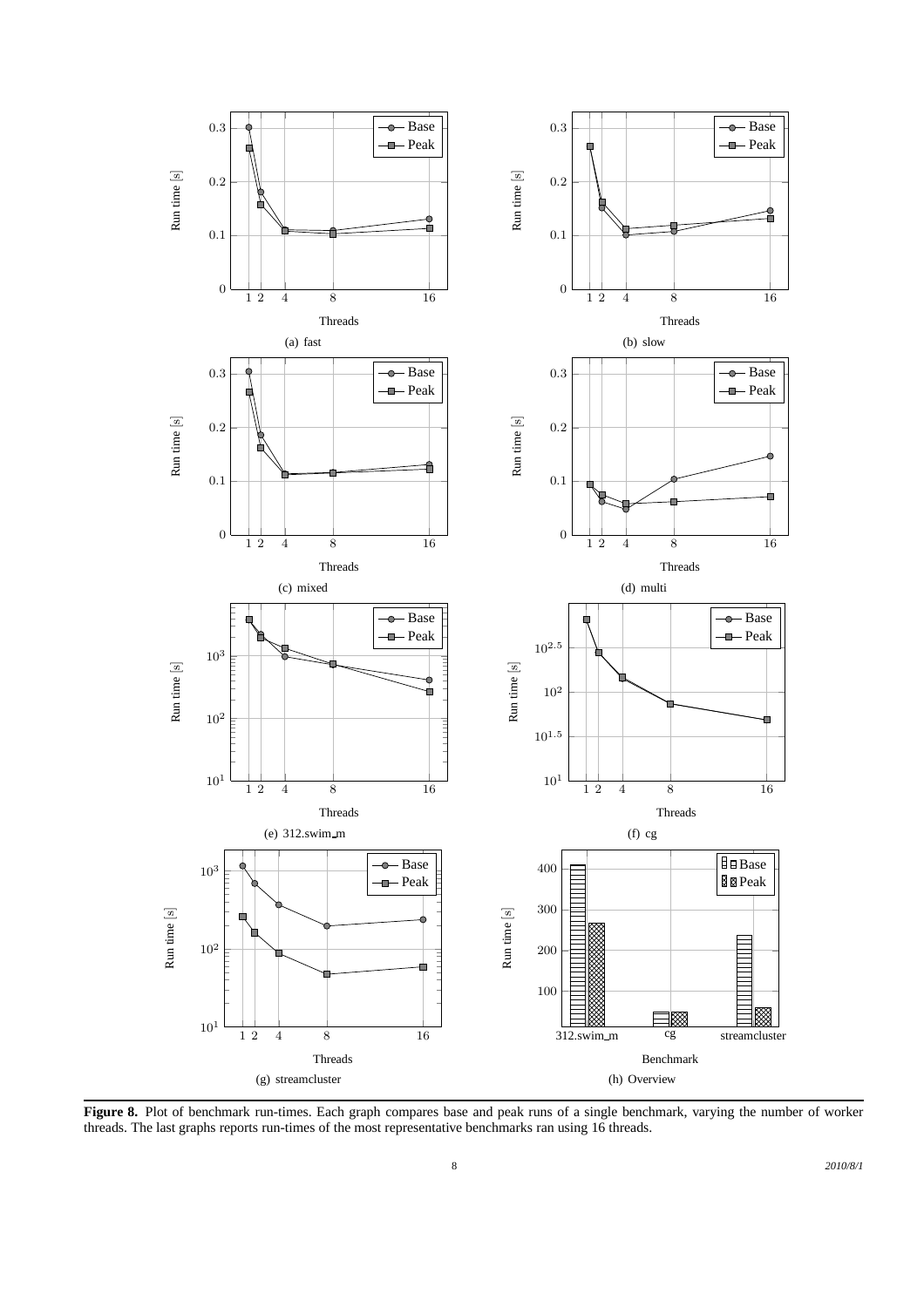(a) fast

(b) slow

(c) mixed

(d) multi

(e) 312.swim_m

(f) cg

(g) streamcluster

(h) Overview

**Figure 8.** Plot of benchmark run-times. Each graph compares base and peak runs of a single benchmark, varying the number of worker threads. The last graphs reports run-times of the most representative benchmarks ran using 16 threads.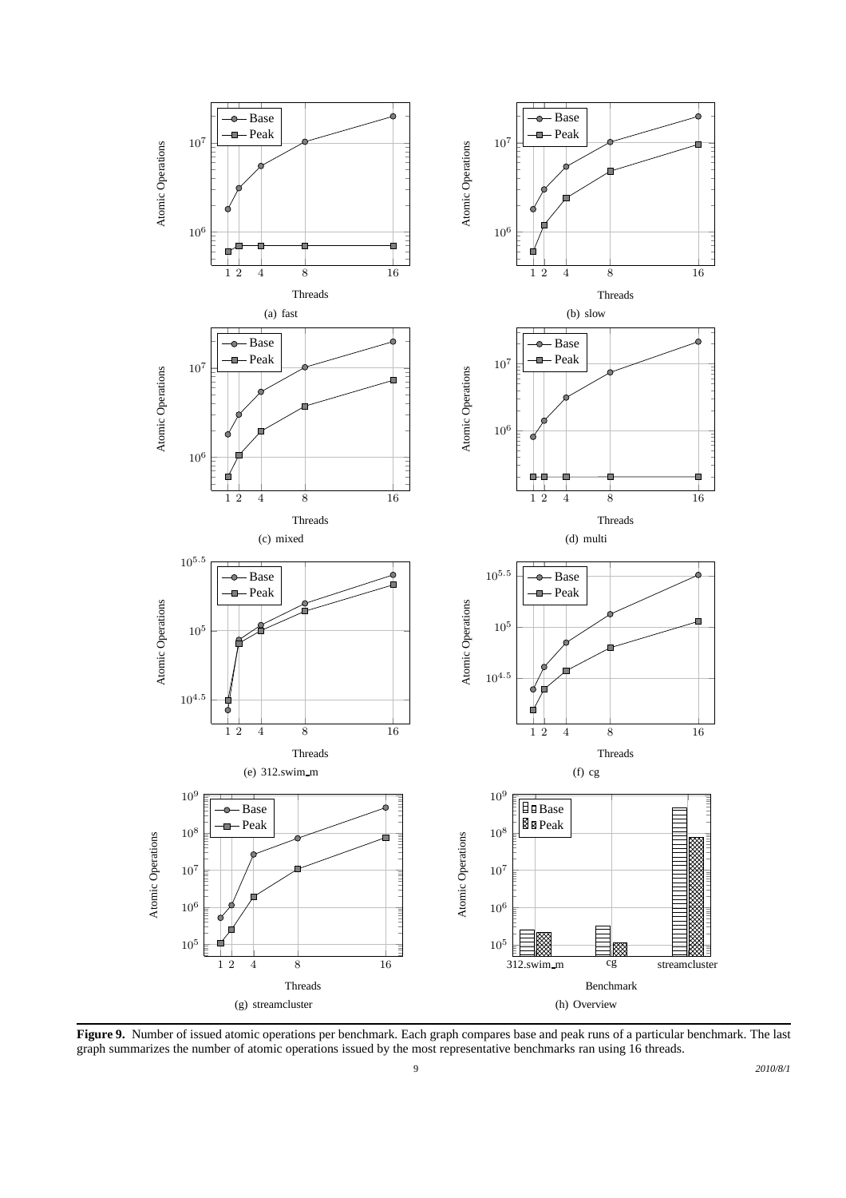**Figure 9.** Number of issued atomic operations per benchmark. Each graph compares base and peak runs of a particular benchmark. The last graph summarizes the number of atomic operations issued by the most representative benchmarks ran using 16 threads.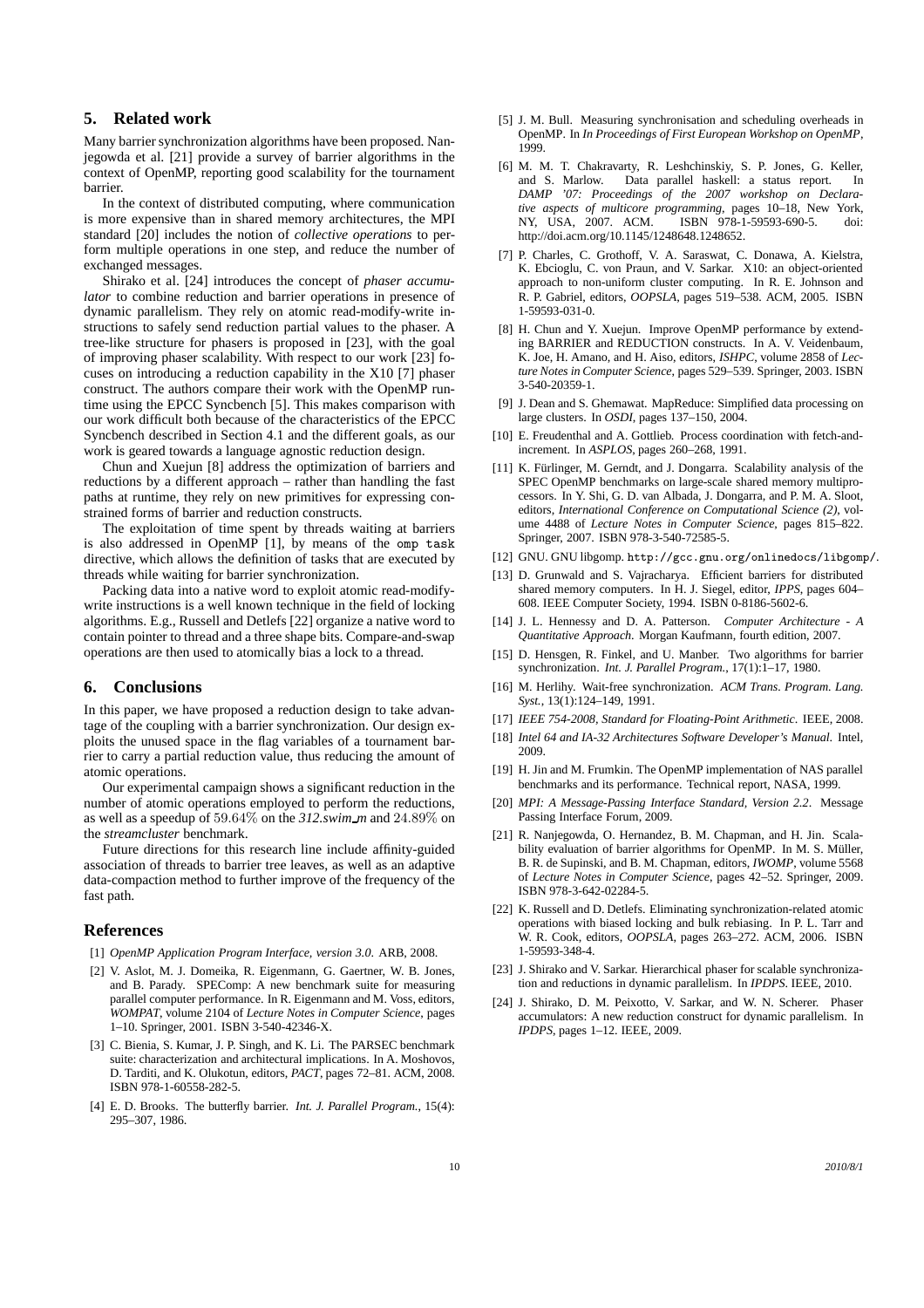## 5. Related work

Many barrier synchronization algorithms have been proposed. Nanjegowda et al. [21] provide a survey of barrier algorithms in the context of OpenMP, reporting good scalability for the tournament barrier.

In the context of distributed computing, where communication is more expensive than in shared memory architectures, the MPI standard [20] includes the notion of *collective operations* to perform multiple operations in one step, and reduce the number of exchanged messages.

Shirako et al. [24] introduces the concept of *phaser accumulator* to combine reduction and barrier operations in presence of dynamic parallelism. They rely on atomic read-modify-write instructions to safely send reduction partial values to the phaser. A tree-like structure for phasers is proposed in [23], with the goal of improving phaser scalability. With respect to our work [23] focuses on introducing a reduction capability in the X10 [7] phaser construct. The authors compare their work with the OpenMP runtime using the EPCC Syncbench [5]. This makes comparison with our work difficult both because of the characteristics of the EPCC Syncbench described in Section 4.1 and the different goals, as our work is geared towards a language agnostic reduction design.

Chun and Xuejun [8] address the optimization of barriers and reductions by a different approach – rather than handling the fast paths at runtime, they rely on new primitives for expressing constrained forms of barrier and reduction constructs.

The exploitation of time spent by threads waiting at barriers is also addressed in OpenMP [1], by means of the `omp task` directive, which allows the definition of tasks that are executed by threads while waiting for barrier synchronization.

Packing data into a native word to exploit atomic read-modify-write instructions is a well known technique in the field of locking algorithms. E.g., Russell and Detlefs [22] organize a native word to contain pointer to thread and a three shape bits. Compare-and-swap operations are then used to atomically bias a lock to a thread.

## 6. Conclusions

In this paper, we have proposed a reduction design to take advantage of the coupling with a barrier synchronization. Our design exploits the unused space in the flag variables of a tournament barrier to carry a partial reduction value, thus reducing the amount of atomic operations.

Our experimental campaign shows a significant reduction in the number of atomic operations employed to perform the reductions, as well as a speedup of $59.64\%$ on the *312.swim_m* and $24.89\%$ on the *streamcluster* benchmark.

Future directions for this research line include affinity-guided association of threads to barrier tree leaves, as well as an adaptive data-compaction method to further improve of the frequency of the fast path.

## References

[1] *OpenMP Application Program Interface, version 3.0*. ARB, 2008.

[2] V. Aslot, M. J. Domeika, R. Eigenmann, G. Gaertner, W. B. Jones, and B. Parady. SPEComp: A new benchmark suite for measuring parallel computer performance. In R. Eigenmann and M. Voss, editors, *WOMPAT*, volume 2104 of *Lecture Notes in Computer Science*, pages 1–10. Springer, 2001. ISBN 3-540-42346-X.

[3] C. Bienia, S. Kumar, J. P. Singh, and K. Li. The PARSEC benchmark suite: characterization and architectural implications. In A. Moshovos, D. Tarditi, and K. Olukotun, editors, *PACT*, pages 72–81. ACM, 2008. ISBN 978-1-60558-282-5.

[4] E. D. Brooks. The butterfly barrier. *Int. J. Parallel Program.*, 15(4): 295–307, 1986.

[5] J. M. Bull. Measuring synchronisation and scheduling overheads in OpenMP. In *In Proceedings of First European Workshop on OpenMP*, 1999.

[6] M. M. T. Chakravarty, R. Leshchinskiy, S. P. Jones, G. Keller, and S. Marlow. Data parallel haskell: a status report. In *DAMP '07: Proceedings of the 2007 workshop on Declarative aspects of multicore programming*, pages 10–18, New York, NY, USA, 2007. ACM. ISBN 978-1-59593-690-5. doi: http://doi.acm.org/10.1145/1248648.1248652.

[7] P. Charles, C. Grothoff, V. A. Saraswat, C. Donawa, A. Kielstra, K. Ebcioglu, C. von Praun, and V. Sarkar. X10: an object-oriented approach to non-uniform cluster computing. In R. E. Johnson and R. P. Gabriel, editors, *OOPSLA*, pages 519–538. ACM, 2005. ISBN 1-59593-031-0.

[8] H. Chun and Y. Xuejun. Improve OpenMP performance by extending BARRIER and REDUCTION constructs. In A. V. Veidenbaum, K. Joe, H. Amano, and H. Aiso, editors, *ISHPC*, volume 2858 of *Lecture Notes in Computer Science*, pages 529–539. Springer, 2003. ISBN 3-540-20359-1.

[9] J. Dean and S. Ghemawat. MapReduce: Simplified data processing on large clusters. In *OSDI*, pages 137–150, 2004.

[10] E. Freudenthal and A. Gottlieb. Process coordination with fetch-and-increment. In *ASPLOS*, pages 260–268, 1991.

[11] K. Fürlinger, M. Gerndt, and J. Dongarra. Scalability analysis of the SPEC OpenMP benchmarks on large-scale shared memory multiprocessors. In Y. Shi, G. D. van Albada, J. Dongarra, and P. M. A. Sloot, editors, *International Conference on Computational Science (2)*, volume 4488 of *Lecture Notes in Computer Science*, pages 815–822. Springer, 2007. ISBN 978-3-540-72585-5.

[12] GNU. GNU libgomp. `http://gcc.gnu.org/onlinedocs/libgomp/`.

[13] D. Grunwald and S. Vajracharya. Efficient barriers for distributed shared memory computers. In H. J. Siegel, editor, *IPPS*, pages 604–608. IEEE Computer Society, 1994. ISBN 0-8186-5602-6.

[14] J. L. Hennessy and D. A. Patterson. *Computer Architecture - A Quantitative Approach*. Morgan Kaufmann, fourth edition, 2007.

[15] D. Hensgen, R. Finkel, and U. Manber. Two algorithms for barrier synchronization. *Int. J. Parallel Program.*, 17(1):1–17, 1980.

[16] M. Herlihy. Wait-free synchronization. *ACM Trans. Program. Lang. Syst.*, 13(1):124–149, 1991.

[17] *IEEE 754-2008, Standard for Floating-Point Arithmetic*. IEEE, 2008.

[18] *Intel 64 and IA-32 Architectures Software Developer's Manual*. Intel, 2009.

[19] H. Jin and M. Frumkin. The OpenMP implementation of NAS parallel benchmarks and its performance. Technical report, NASA, 1999.

[20] *MPI: A Message-Passing Interface Standard, Version 2.2*. Message Passing Interface Forum, 2009.

[21] R. Nanjegowda, O. Hernandez, B. M. Chapman, and H. Jin. Scalability evaluation of barrier algorithms for OpenMP. In M. S. Müller, B. R. de Supinski, and B. M. Chapman, editors, *IWOMP*, volume 5568 of *Lecture Notes in Computer Science*, pages 42–52. Springer, 2009. ISBN 978-3-642-02284-5.

[22] K. Russell and D. Detlefs. Eliminating synchronization-related atomic operations with biased locking and bulk rebiasing. In P. L. Tarr and W. R. Cook, editors, *OOPSLA*, pages 263–272. ACM, 2006. ISBN 1-59593-348-4.

[23] J. Shirako and V. Sarkar. Hierarchical phaser for scalable synchronization and reductions in dynamic parallelism. In *IPDPS*. IEEE, 2010.

[24] J. Shirako, D. M. Peixotto, V. Sarkar, and W. N. Scherer. Phaser accumulators: A new reduction construct for dynamic parallelism. In *IPDPS*, pages 1–12. IEEE, 2009.